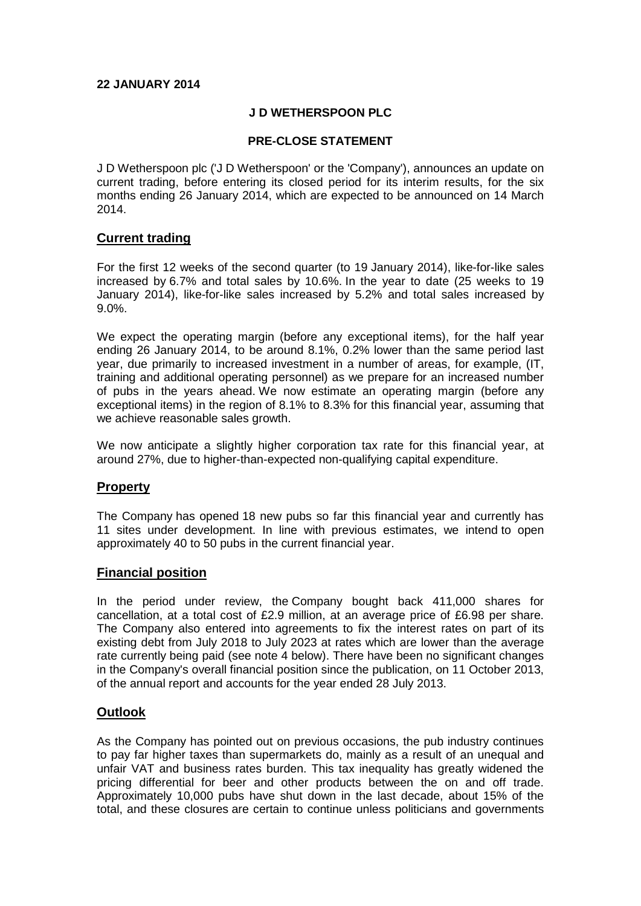**22 JANUARY 2014**

**J D WETHERSPOON PLC**

**PRE-CLOSE STATEMENT**

J D Wetherspoon plc ('J D Wetherspoon' or the 'Company'), announces an update on current trading, before entering its closed period for its interim results, for the six months ending 26 January 2014, which are expected to be announced on 14 March 2014.

## Current trading

For the first 12 weeks of the second quarter (to 19 January 2014), like-for-like sales increased by 6.7% and total sales by 10.6%. In the year to date (25 weeks to 19 January 2014), like-for-like sales increased by 5.2% and total sales increased by 9.0%.

We expect the operating margin (before any exceptional items), for the half year ending 26 January 2014, to be around 8.1%, 0.2% lower than the same period last year, due primarily to increased investment in a number of areas, for example, (IT, training and additional operating personnel) as we prepare for an increased number of pubs in the years ahead. We now estimate an operating margin (before any exceptional items) in the region of 8.1% to 8.3% for this financial year, assuming that we achieve reasonable sales growth.

We now anticipate a slightly higher corporation tax rate for this financial year, at around 27%, due to higher-than-expected non-qualifying capital expenditure.

## Property

The Company has opened 18 new pubs so far this financial year and currently has 11 sites under development. In line with previous estimates, we intend to open approximately 40 to 50 pubs in the current financial year.

## Financial position

In the period under review, the Company bought back 411,000 shares for cancellation, at a total cost of £2.9 million, at an average price of £6.98 per share. The Company also entered into agreements to fix the interest rates on part of its existing debt from July 2018 to July 2023 at rates which are lower than the average rate currently being paid (see note 4 below). There have been no significant changes in the Company's overall financial position since the publication, on 11 October 2013, of the annual report and accounts for the year ended 28 July 2013.

## Outlook

As the Company has pointed out on previous occasions, the pub industry continues to pay far higher taxes than supermarkets do, mainly as a result of an unequal and unfair VAT and business rates burden. This tax inequality has greatly widened the pricing differential for beer and other products between the on and off trade. Approximately 10,000 pubs have shut down in the last decade, about 15% of the total, and these closures are certain to continue unless politicians and governments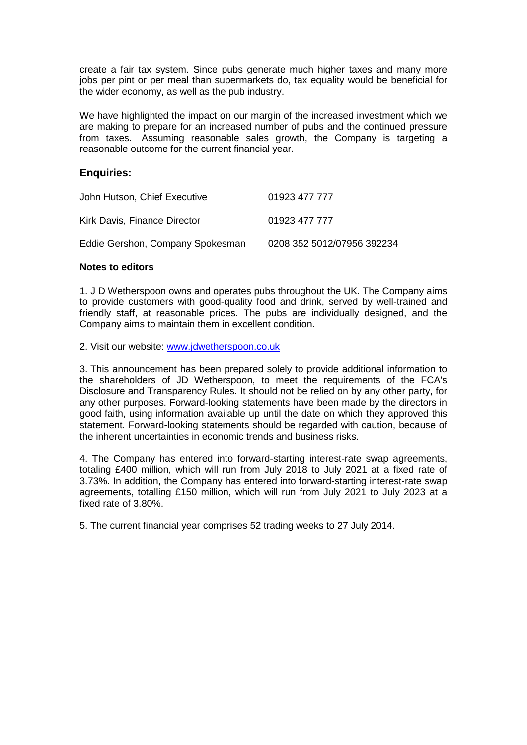create a fair tax system. Since pubs generate much higher taxes and many more jobs per pint or per meal than supermarkets do, tax equality would be beneficial for the wider economy, as well as the pub industry.

We have highlighted the impact on our margin of the increased investment which we are making to prepare for an increased number of pubs and the continued pressure from taxes. Assuming reasonable sales growth, the Company is targeting a reasonable outcome for the current financial year.

## Enquiries:

| | |
|---|---|
| John Hutson, Chief Executive | 01923 477 777 |
| Kirk Davis, Finance Director | 01923 477 777 |
| Eddie Gershon, Company Spokesman | 0208 352 5012/07956 392234 |

**Notes to editors**

1. J D Wetherspoon owns and operates pubs throughout the UK. The Company aims to provide customers with good-quality food and drink, served by well-trained and friendly staff, at reasonable prices. The pubs are individually designed, and the Company aims to maintain them in excellent condition.

2. Visit our website: [www.jdwetherspoon.co.uk](www.jdwetherspoon.co.uk)

3. This announcement has been prepared solely to provide additional information to the shareholders of JD Wetherspoon, to meet the requirements of the FCA's Disclosure and Transparency Rules. It should not be relied on by any other party, for any other purposes. Forward-looking statements have been made by the directors in good faith, using information available up until the date on which they approved this statement. Forward-looking statements should be regarded with caution, because of the inherent uncertainties in economic trends and business risks.

4. The Company has entered into forward-starting interest-rate swap agreements, totaling £400 million, which will run from July 2018 to July 2021 at a fixed rate of 3.73%. In addition, the Company has entered into forward-starting interest-rate swap agreements, totalling £150 million, which will run from July 2021 to July 2023 at a fixed rate of 3.80%.

5. The current financial year comprises 52 trading weeks to 27 July 2014.